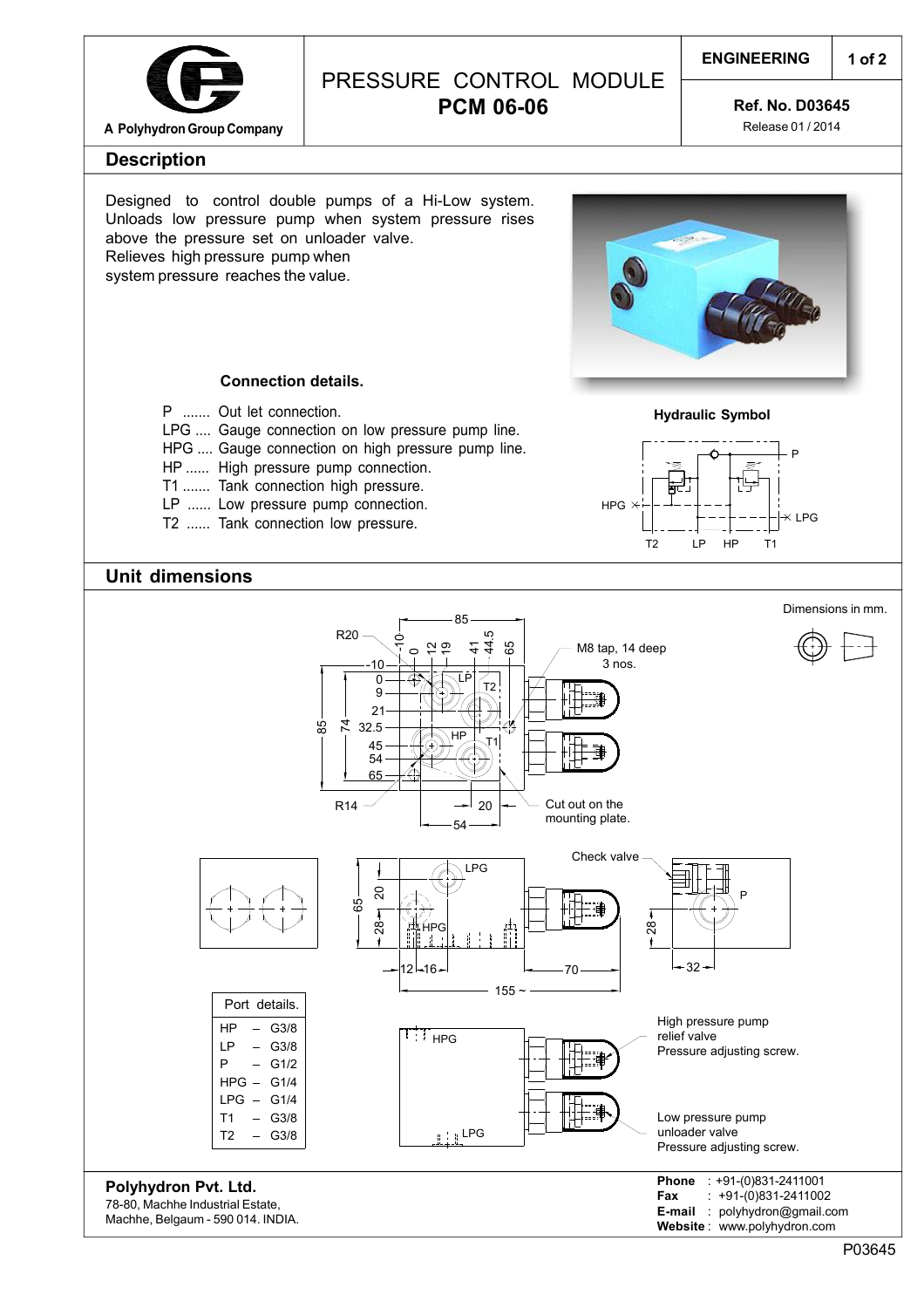# PRESSURE CONTROL MODULE
## PCM 06-06

A Polyhydron Group Company

ENGINEERING

**Ref. No. D03645**
Release 01 / 2014

## Description

Designed to control double pumps of a Hi-Low system. Unloads low pressure pump when system pressure rises above the pressure set on unloader valve.
Relieves high pressure pump when system pressure reaches the value.

**Connection details.**

- P ....... Out let connection.
- LPG .... Gauge connection on low pressure pump line.
- HPG .... Gauge connection on high pressure pump line.
- HP ...... High pressure pump connection.
- T1 ....... Tank connection high pressure.
- LP ...... Low pressure pump connection.
- T2 ...... Tank connection low pressure.

**Hydraulic Symbol**

## Unit dimensions

Dimensions in mm.

M8 tap, 14 deep 3 nos.

Cut out on the mounting plate.

Check valve

| Port details. |
|---|
| HP – G3/8 |
| LP – G3/8 |
| P – G1/2 |
| HPG – G1/4 |
| LPG – G1/4 |
| T1 – G3/8 |
| T2 – G3/8 |

High pressure pump relief valve
Pressure adjusting screw.

Low pressure pump unloader valve
Pressure adjusting screw.

**Polyhydron Pvt. Ltd.**
78-80, Machhe Industrial Estate,
Machhe, Belgaum - 590 014. INDIA.

**Phone** : +91-(0)831-2411001
**Fax** : +91-(0)831-2411002
**E-mail** : polyhydron@gmail.com
**Website** : www.polyhydron.com

P03645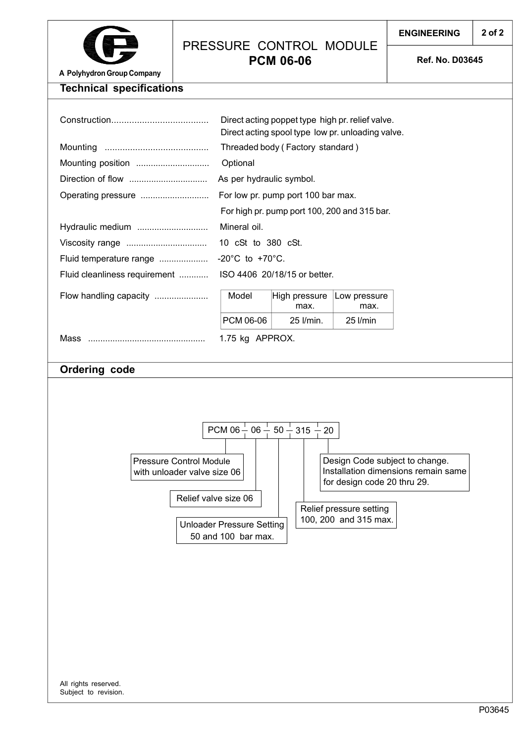# PRESSURE CONTROL MODULE
## PCM 06-06

A Polyhydron Group Company

ENGINEERING

Ref. No. D03645

## Technical specifications

Construction...................................... Direct acting poppet type high pr. relief valve.
Direct acting spool type low pr. unloading valve.

Mounting ......................................... Threaded body ( Factory standard )

Mounting position ............................. Optional

Direction of flow ............................... As per hydraulic symbol.

Operating pressure ........................... For low pr. pump port 100 bar max.
For high pr. pump port 100, 200 and 315 bar.

Hydraulic medium ............................ Mineral oil.

Viscosity range ................................ 10 cSt to 380 cSt.

Fluid temperature range .................... -20°C to +70°C.

Fluid cleanliness requirement ............ ISO 4406 20/18/15 or better.

Flow handling capacity ......................

| Model | High pressure max. | Low pressure max. |
|---|---|---|
| PCM 06-06 | 25 l/min. | 25 l/min |

Mass ............................................... 1.75 kg APPROX.

## Ordering code

PCM 06 – 06 – 50 – 315 – 20

- PCM 06: Pressure Control Module with unloader valve size 06
- 06: Relief valve size 06
- 50: Unloader Pressure Setting 50 and 100 bar max.
- 315: Relief pressure setting 100, 200 and 315 max.
- 20: Design Code subject to change. Installation dimensions remain same for design code 20 thru 29.

All rights reserved.
Subject to revision.

P03645